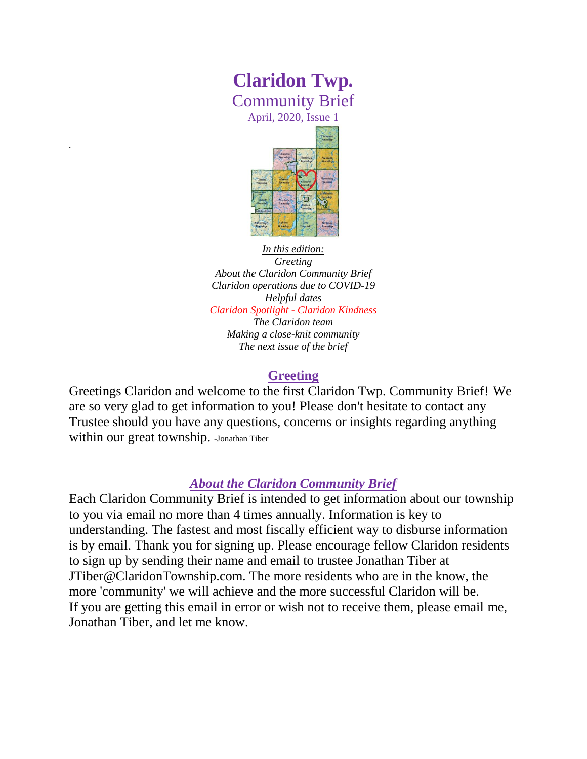# Claridon Twp.

## Community Brief

April, 2020, Issue 1

*In this edition:*
*Greeting*
*About the Claridon Community Brief*
*Claridon operations due to COVID-19*
*Helpful dates*
*Claridon Spotlight - Claridon Kindness*
*The Claridon team*
*Making a close-knit community*
*The next issue of the brief*

## Greeting

Greetings Claridon and welcome to the first Claridon Twp. Community Brief! We are so very glad to get information to you! Please don't hesitate to contact any Trustee should you have any questions, concerns or insights regarding anything within our great township. -Jonathan Tiber

## *About the Claridon Community Brief*

Each Claridon Community Brief is intended to get information about our township to you via email no more than 4 times annually. Information is key to understanding. The fastest and most fiscally efficient way to disburse information is by email. Thank you for signing up. Please encourage fellow Claridon residents to sign up by sending their name and email to trustee Jonathan Tiber at JTiber@ClaridonTownship.com. The more residents who are in the know, the more 'community' we will achieve and the more successful Claridon will be.
If you are getting this email in error or wish not to receive them, please email me, Jonathan Tiber, and let me know.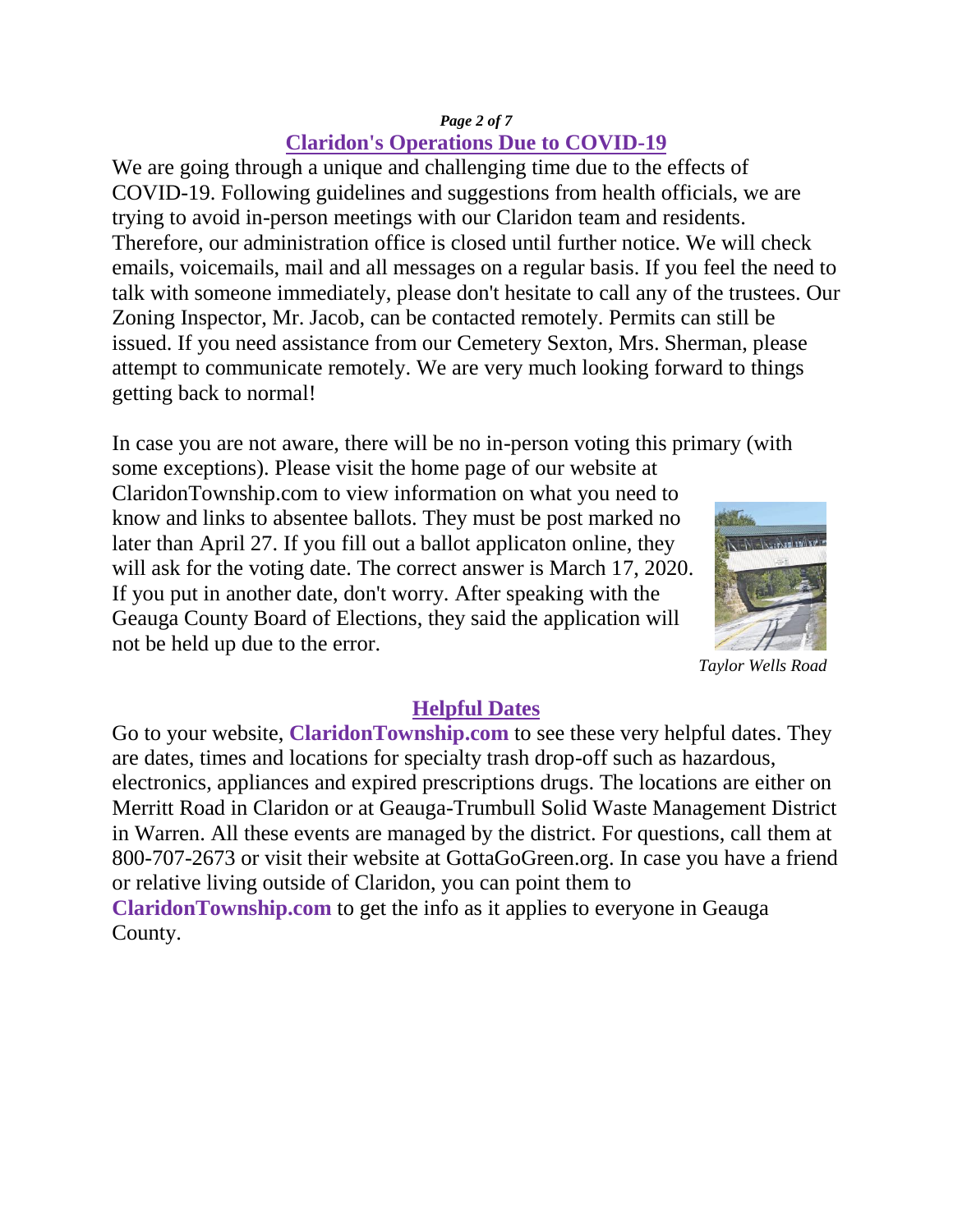## Claridon's Operations Due to COVID-19

We are going through a unique and challenging time due to the effects of COVID-19. Following guidelines and suggestions from health officials, we are trying to avoid in-person meetings with our Claridon team and residents. Therefore, our administration office is closed until further notice. We will check emails, voicemails, mail and all messages on a regular basis. If you feel the need to talk with someone immediately, please don't hesitate to call any of the trustees. Our Zoning Inspector, Mr. Jacob, can be contacted remotely. Permits can still be issued. If you need assistance from our Cemetery Sexton, Mrs. Sherman, please attempt to communicate remotely. We are very much looking forward to things getting back to normal!

In case you are not aware, there will be no in-person voting this primary (with some exceptions). Please visit the home page of our website at ClaridonTownship.com to view information on what you need to know and links to absentee ballots. They must be post marked no later than April 27. If you fill out a ballot applicaton online, they will ask for the voting date. The correct answer is March 17, 2020. If you put in another date, don't worry. After speaking with the Geauga County Board of Elections, they said the application will not be held up due to the error.

*Taylor Wells Road*

## Helpful Dates

Go to your website, **ClaridonTownship.com** to see these very helpful dates. They are dates, times and locations for specialty trash drop-off such as hazardous, electronics, appliances and expired prescriptions drugs. The locations are either on Merritt Road in Claridon or at Geauga-Trumbull Solid Waste Management District in Warren. All these events are managed by the district. For questions, call them at 800-707-2673 or visit their website at GottaGoGreen.org. In case you have a friend or relative living outside of Claridon, you can point them to **ClaridonTownship.com** to get the info as it applies to everyone in Geauga County.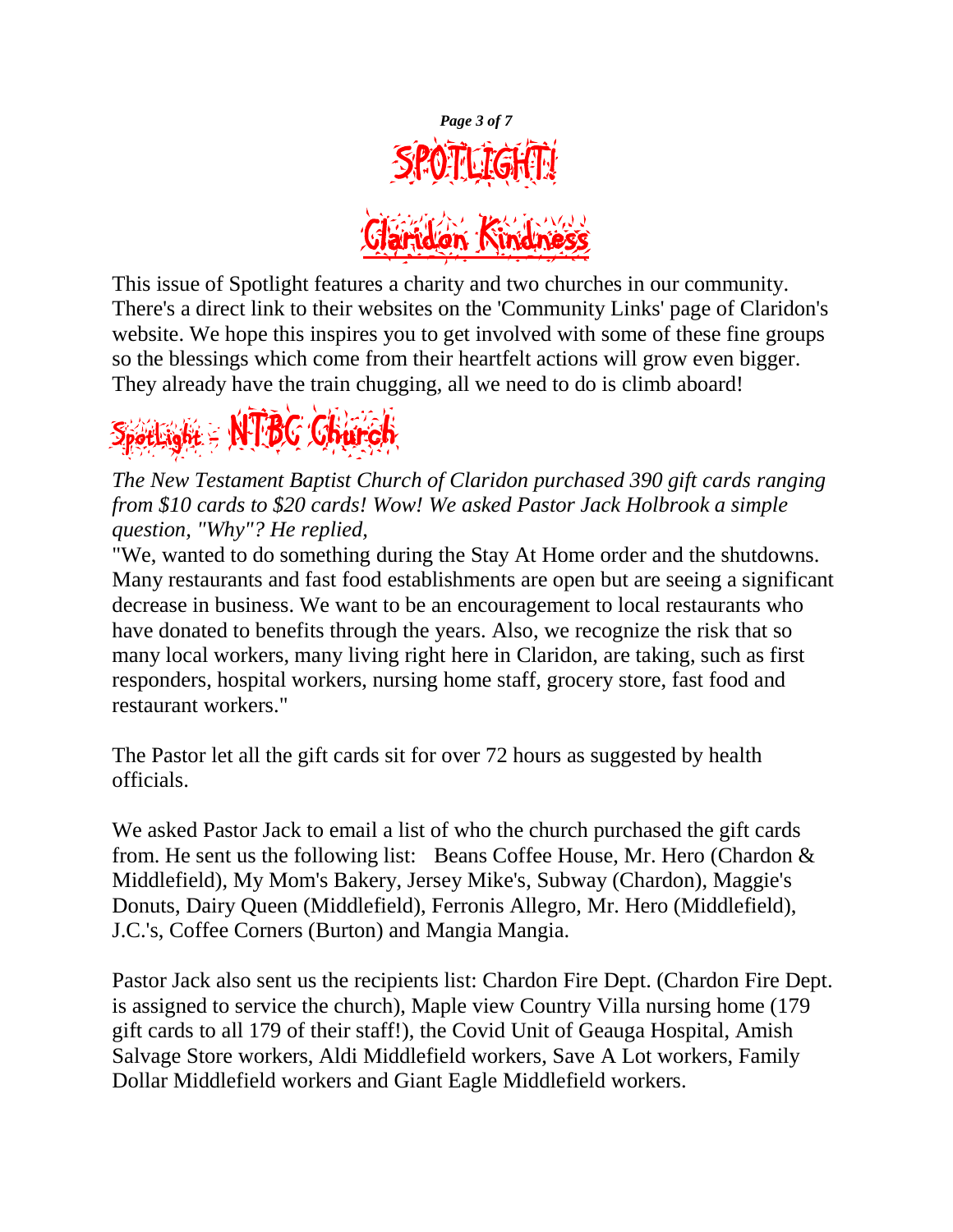# SPOTLIGHT!

## Claridon Kindness

This issue of Spotlight features a charity and two churches in our community. There's a direct link to their websites on the 'Community Links' page of Claridon's website. We hope this inspires you to get involved with some of these fine groups so the blessings which come from their heartfelt actions will grow even bigger. They already have the train chugging, all we need to do is climb aboard!

## Spotlight - NTBC Church

*The New Testament Baptist Church of Claridon purchased 390 gift cards ranging from $10 cards to $20 cards! Wow! We asked Pastor Jack Holbrook a simple question, "Why"? He replied,*

"We, wanted to do something during the Stay At Home order and the shutdowns. Many restaurants and fast food establishments are open but are seeing a significant decrease in business. We want to be an encouragement to local restaurants who have donated to benefits through the years. Also, we recognize the risk that so many local workers, many living right here in Claridon, are taking, such as first responders, hospital workers, nursing home staff, grocery store, fast food and restaurant workers."

The Pastor let all the gift cards sit for over 72 hours as suggested by health officials.

We asked Pastor Jack to email a list of who the church purchased the gift cards from. He sent us the following list: Beans Coffee House, Mr. Hero (Chardon & Middlefield), My Mom's Bakery, Jersey Mike's, Subway (Chardon), Maggie's Donuts, Dairy Queen (Middlefield), Ferronis Allegro, Mr. Hero (Middlefield), J.C.'s, Coffee Corners (Burton) and Mangia Mangia.

Pastor Jack also sent us the recipients list: Chardon Fire Dept. (Chardon Fire Dept. is assigned to service the church), Maple view Country Villa nursing home (179 gift cards to all 179 of their staff!), the Covid Unit of Geauga Hospital, Amish Salvage Store workers, Aldi Middlefield workers, Save A Lot workers, Family Dollar Middlefield workers and Giant Eagle Middlefield workers.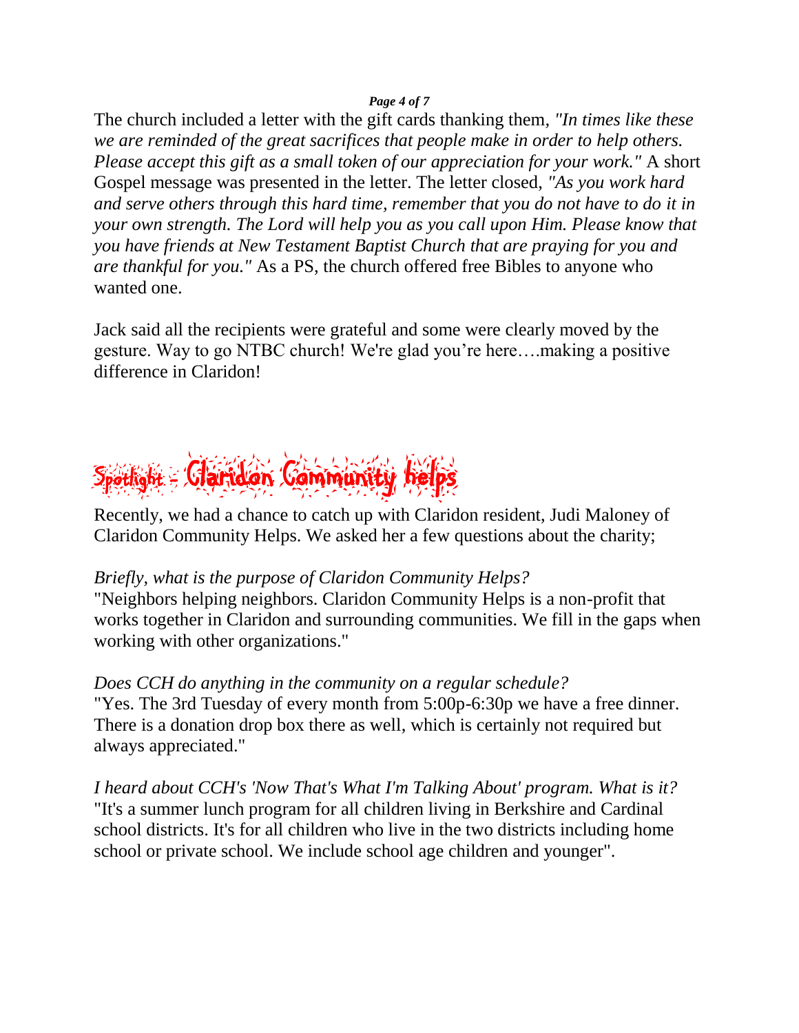The church included a letter with the gift cards thanking them, *"In times like these we are reminded of the great sacrifices that people make in order to help others. Please accept this gift as a small token of our appreciation for your work."* A short Gospel message was presented in the letter. The letter closed, *"As you work hard and serve others through this hard time, remember that you do not have to do it in your own strength. The Lord will help you as you call upon Him. Please know that you have friends at New Testament Baptist Church that are praying for you and are thankful for you."* As a PS, the church offered free Bibles to anyone who wanted one.

Jack said all the recipients were grateful and some were clearly moved by the gesture. Way to go NTBC church! We're glad you're here….making a positive difference in Claridon!

## Spotlight - Claridon Community helps

Recently, we had a chance to catch up with Claridon resident, Judi Maloney of Claridon Community Helps. We asked her a few questions about the charity;

*Briefly, what is the purpose of Claridon Community Helps?*
"Neighbors helping neighbors. Claridon Community Helps is a non-profit that works together in Claridon and surrounding communities. We fill in the gaps when working with other organizations."

*Does CCH do anything in the community on a regular schedule?*
"Yes. The 3rd Tuesday of every month from 5:00p-6:30p we have a free dinner. There is a donation drop box there as well, which is certainly not required but always appreciated."

*I heard about CCH's 'Now That's What I'm Talking About' program. What is it?*
"It's a summer lunch program for all children living in Berkshire and Cardinal school districts. It's for all children who live in the two districts including home school or private school. We include school age children and younger".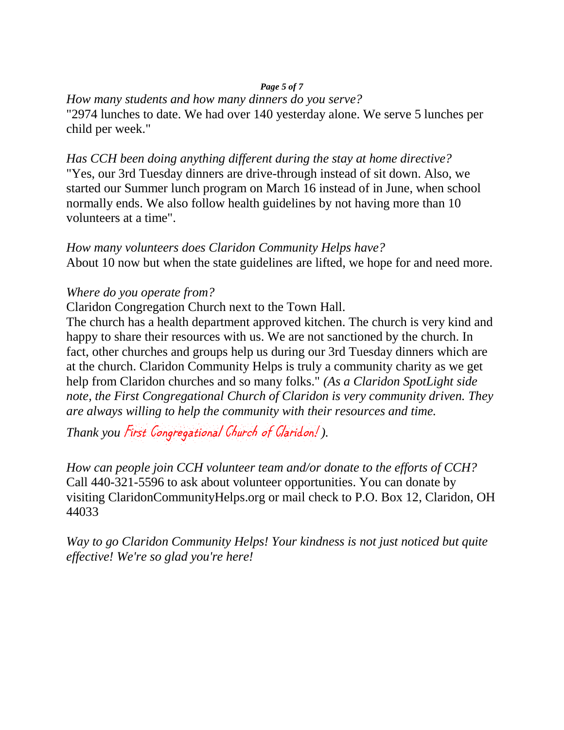*How many students and how many dinners do you serve?*
"2974 lunches to date. We had over 140 yesterday alone. We serve 5 lunches per child per week."

*Has CCH been doing anything different during the stay at home directive?*
"Yes, our 3rd Tuesday dinners are drive-through instead of sit down. Also, we started our Summer lunch program on March 16 instead of in June, when school normally ends. We also follow health guidelines by not having more than 10 volunteers at a time".

*How many volunteers does Claridon Community Helps have?*
About 10 now but when the state guidelines are lifted, we hope for and need more.

*Where do you operate from?*
Claridon Congregation Church next to the Town Hall.
The church has a health department approved kitchen. The church is very kind and happy to share their resources with us. We are not sanctioned by the church. In fact, other churches and groups help us during our 3rd Tuesday dinners which are at the church. Claridon Community Helps is truly a community charity as we get help from Claridon churches and so many folks." *(As a Claridon SpotLight side note, the First Congregational Church of Claridon is very community driven. They are always willing to help the community with their resources and time.*
*Thank you* First Congregational Church of Claridon! *).*

*How can people join CCH volunteer team and/or donate to the efforts of CCH?*
Call 440-321-5596 to ask about volunteer opportunities. You can donate by visiting ClaridonCommunityHelps.org or mail check to P.O. Box 12, Claridon, OH 44033

*Way to go Claridon Community Helps! Your kindness is not just noticed but quite effective! We're so glad you're here!*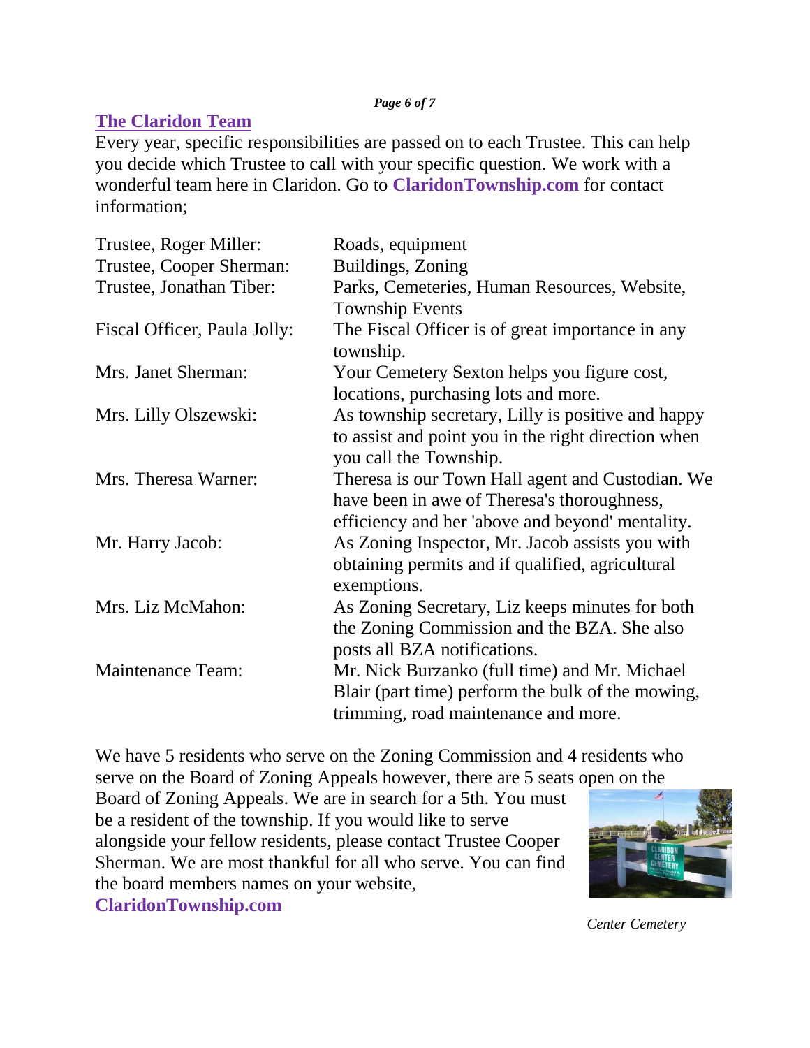## The Claridon Team

Every year, specific responsibilities are passed on to each Trustee. This can help you decide which Trustee to call with your specific question. We work with a wonderful team here in Claridon. Go to **ClaridonTownship.com** for contact information;

| | |
|---|---|
| Trustee, Roger Miller: | Roads, equipment |
| Trustee, Cooper Sherman: | Buildings, Zoning |
| Trustee, Jonathan Tiber: | Parks, Cemeteries, Human Resources, Website, Township Events |
| Fiscal Officer, Paula Jolly: | The Fiscal Officer is of great importance in any township. |
| Mrs. Janet Sherman: | Your Cemetery Sexton helps you figure cost, locations, purchasing lots and more. |
| Mrs. Lilly Olszewski: | As township secretary, Lilly is positive and happy to assist and point you in the right direction when you call the Township. |
| Mrs. Theresa Warner: | Theresa is our Town Hall agent and Custodian. We have been in awe of Theresa's thoroughness, efficiency and her 'above and beyond' mentality. |
| Mr. Harry Jacob: | As Zoning Inspector, Mr. Jacob assists you with obtaining permits and if qualified, agricultural exemptions. |
| Mrs. Liz McMahon: | As Zoning Secretary, Liz keeps minutes for both the Zoning Commission and the BZA. She also posts all BZA notifications. |
| Maintenance Team: | Mr. Nick Burzanko (full time) and Mr. Michael Blair (part time) perform the bulk of the mowing, trimming, road maintenance and more. |

We have 5 residents who serve on the Zoning Commission and 4 residents who serve on the Board of Zoning Appeals however, there are 5 seats open on the Board of Zoning Appeals. We are in search for a 5th. You must be a resident of the township. If you would like to serve alongside your fellow residents, please contact Trustee Cooper Sherman. We are most thankful for all who serve. You can find the board members names on your website, **ClaridonTownship.com**

*Center Cemetery*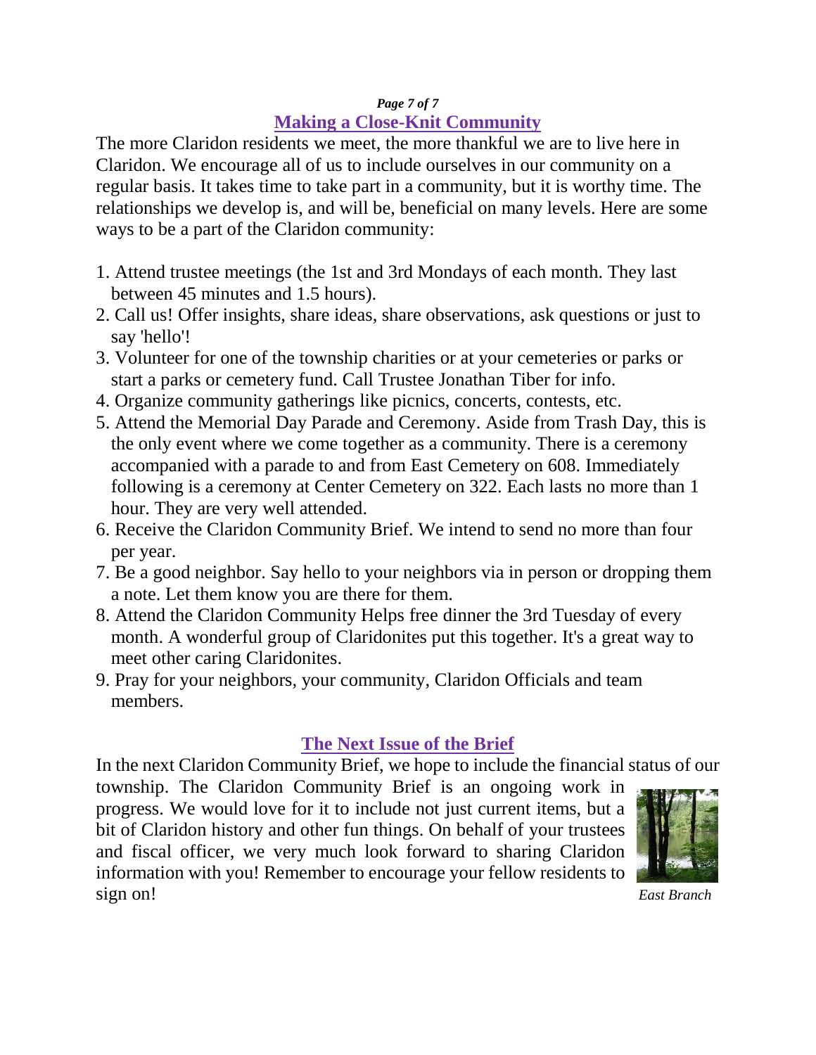## Making a Close-Knit Community

The more Claridon residents we meet, the more thankful we are to live here in Claridon. We encourage all of us to include ourselves in our community on a regular basis. It takes time to take part in a community, but it is worthy time. The relationships we develop is, and will be, beneficial on many levels. Here are some ways to be a part of the Claridon community:

1. Attend trustee meetings (the 1st and 3rd Mondays of each month. They last between 45 minutes and 1.5 hours).
2. Call us! Offer insights, share ideas, share observations, ask questions or just to say 'hello'!
3. Volunteer for one of the township charities or at your cemeteries or parks or start a parks or cemetery fund. Call Trustee Jonathan Tiber for info.
4. Organize community gatherings like picnics, concerts, contests, etc.
5. Attend the Memorial Day Parade and Ceremony. Aside from Trash Day, this is the only event where we come together as a community. There is a ceremony accompanied with a parade to and from East Cemetery on 608. Immediately following is a ceremony at Center Cemetery on 322. Each lasts no more than 1 hour. They are very well attended.
6. Receive the Claridon Community Brief. We intend to send no more than four per year.
7. Be a good neighbor. Say hello to your neighbors via in person or dropping them a note. Let them know you are there for them.
8. Attend the Claridon Community Helps free dinner the 3rd Tuesday of every month. A wonderful group of Claridonites put this together. It's a great way to meet other caring Claridonites.
9. Pray for your neighbors, your community, Claridon Officials and team members.

## The Next Issue of the Brief

In the next Claridon Community Brief, we hope to include the financial status of our township. The Claridon Community Brief is an ongoing work in progress. We would love for it to include not just current items, but a bit of Claridon history and other fun things. On behalf of your trustees and fiscal officer, we very much look forward to sharing Claridon information with you! Remember to encourage your fellow residents to sign on!

*East Branch*